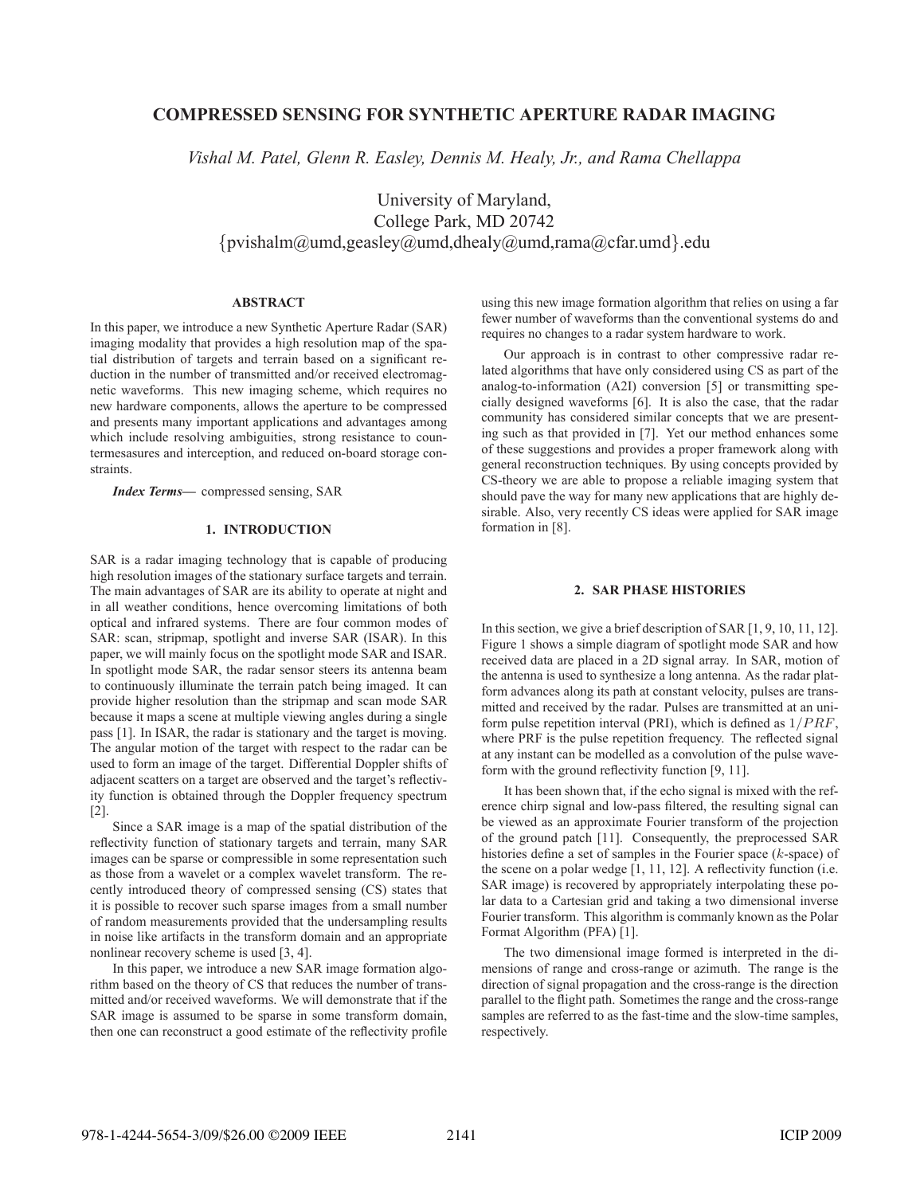# COMPRESSED SENSING FOR SYNTHETIC APERTURE RADAR IMAGING

*Vishal M. Patel, Glenn R. Easley, Dennis M. Healy, Jr., and Rama Chellappa*

University of Maryland,
College Park, MD 20742
{pvishalm@umd,geasley@umd,dhealy@umd,rama@cfar.umd}.edu

### ABSTRACT

In this paper, we introduce a new Synthetic Aperture Radar (SAR) imaging modality that provides a high resolution map of the spatial distribution of targets and terrain based on a significant reduction in the number of transmitted and/or received electromagnetic waveforms. This new imaging scheme, which requires no new hardware components, allows the aperture to be compressed and presents many important applications and advantages among which include resolving ambiguities, strong resistance to countermesasures and interception, and reduced on-board storage constraints.

***Index Terms*—** compressed sensing, SAR

## 1. INTRODUCTION

SAR is a radar imaging technology that is capable of producing high resolution images of the stationary surface targets and terrain. The main advantages of SAR are its ability to operate at night and in all weather conditions, hence overcoming limitations of both optical and infrared systems. There are four common modes of SAR: scan, stripmap, spotlight and inverse SAR (ISAR). In this paper, we will mainly focus on the spotlight mode SAR and ISAR. In spotlight mode SAR, the radar sensor steers its antenna beam to continuously illuminate the terrain patch being imaged. It can provide higher resolution than the stripmap and scan mode SAR because it maps a scene at multiple viewing angles during a single pass [1]. In ISAR, the radar is stationary and the target is moving. The angular motion of the target with respect to the radar can be used to form an image of the target. Differential Doppler shifts of adjacent scatters on a target are observed and the target's reflectivity function is obtained through the Doppler frequency spectrum [2].

Since a SAR image is a map of the spatial distribution of the reflectivity function of stationary targets and terrain, many SAR images can be sparse or compressible in some representation such as those from a wavelet or a complex wavelet transform. The recently introduced theory of compressed sensing (CS) states that it is possible to recover such sparse images from a small number of random measurements provided that the undersampling results in noise like artifacts in the transform domain and an appropriate nonlinear recovery scheme is used [3, 4].

In this paper, we introduce a new SAR image formation algorithm based on the theory of CS that reduces the number of transmitted and/or received waveforms. We will demonstrate that if the SAR image is assumed to be sparse in some transform domain, then one can reconstruct a good estimate of the reflectivity profile using this new image formation algorithm that relies on using a far fewer number of waveforms than the conventional systems do and requires no changes to a radar system hardware to work.

Our approach is in contrast to other compressive radar related algorithms that have only considered using CS as part of the analog-to-information (A2I) conversion [5] or transmitting specially designed waveforms [6]. It is also the case, that the radar community has considered similar concepts that we are presenting such as that provided in [7]. Yet our method enhances some of these suggestions and provides a proper framework along with general reconstruction techniques. By using concepts provided by CS-theory we are able to propose a reliable imaging system that should pave the way for many new applications that are highly desirable. Also, very recently CS ideas were applied for SAR image formation in [8].

## 2. SAR PHASE HISTORIES

In this section, we give a brief description of SAR [1, 9, 10, 11, 12]. Figure 1 shows a simple diagram of spotlight mode SAR and how received data are placed in a 2D signal array. In SAR, motion of the antenna is used to synthesize a long antenna. As the radar platform advances along its path at constant velocity, pulses are transmitted and received by the radar. Pulses are transmitted at an uniform pulse repetition interval (PRI), which is defined as $1/PRF$, where PRF is the pulse repetition frequency. The reflected signal at any instant can be modelled as a convolution of the pulse waveform with the ground reflectivity function [9, 11].

It has been shown that, if the echo signal is mixed with the reference chirp signal and low-pass filtered, the resulting signal can be viewed as an approximate Fourier transform of the projection of the ground patch [11]. Consequently, the preprocessed SAR histories define a set of samples in the Fourier space ($k$-space) of the scene on a polar wedge [1, 11, 12]. A reflectivity function (i.e. SAR image) is recovered by appropriately interpolating these polar data to a Cartesian grid and taking a two dimensional inverse Fourier transform. This algorithm is commanly known as the Polar Format Algorithm (PFA) [1].

The two dimensional image formed is interpreted in the dimensions of range and cross-range or azimuth. The range is the direction of signal propagation and the cross-range is the direction parallel to the flight path. Sometimes the range and the cross-range samples are referred to as the fast-time and the slow-time samples, respectively.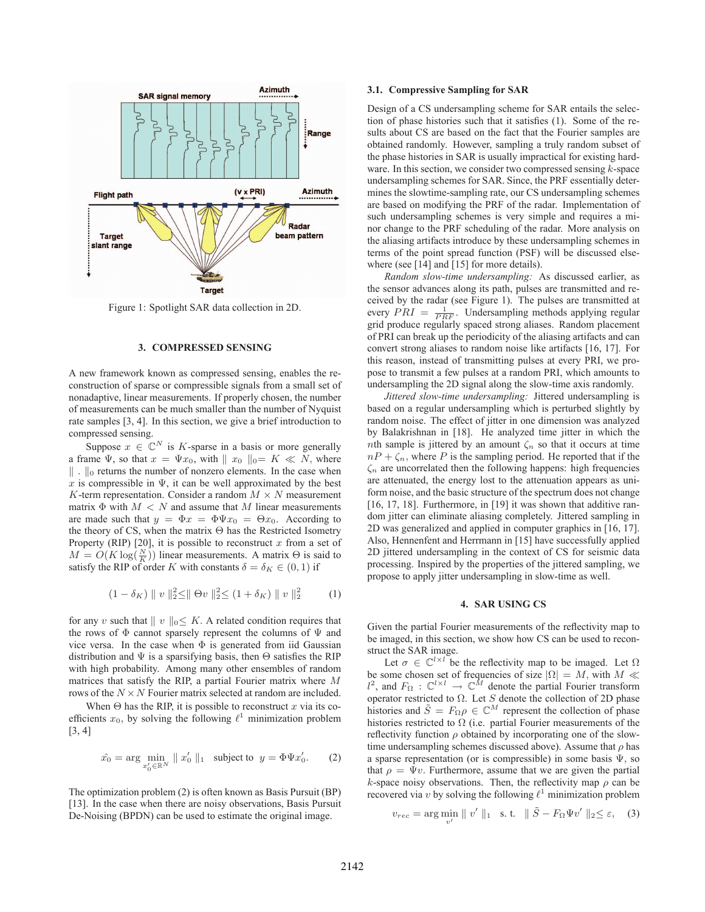Figure 1: Spotlight SAR data collection in 2D.

## 3. COMPRESSED SENSING

A new framework known as compressed sensing, enables the reconstruction of sparse or compressible signals from a small set of nonadaptive, linear measurements. If properly chosen, the number of measurements can be much smaller than the number of Nyquist rate samples [3, 4]. In this section, we give a brief introduction to compressed sensing.

Suppose $x \in \mathbb{C}^N$ is $K$-sparse in a basis or more generally a frame $\Psi$, so that $x = \Psi x_0$, with $\| x_0 \|_0 = K \ll N$, where $\| \, . \, \|_0$ returns the number of nonzero elements. In the case when $x$ is compressible in $\Psi$, it can be well approximated by the best $K$-term representation. Consider a random $M \times N$ measurement matrix $\Phi$ with $M < N$ and assume that $M$ linear measurements are made such that $y = \Phi x = \Phi \Psi x_0 = \Theta x_0$. According to the theory of CS, when the matrix $\Theta$ has the Restricted Isometry Property (RIP) [20], it is possible to reconstruct $x$ from a set of $M = O(K \log(\frac{N}{K}))$ linear measurements. A matrix $\Theta$ is said to satisfy the RIP of order $K$ with constants $\delta = \delta_K \in (0, 1)$ if

$$(1 - \delta_K) \| v \|_2^2 \leq \| \Theta v \|_2^2 \leq (1 + \delta_K) \| v \|_2^2 \qquad (1)$$

for any $v$ such that $\| v \|_0 \leq K$. A related condition requires that the rows of $\Phi$ cannot sparsely represent the columns of $\Psi$ and vice versa. In the case when $\Phi$ is generated from iid Gaussian distribution and $\Psi$ is a sparsifying basis, then $\Theta$ satisfies the RIP with high probability. Among many other ensembles of random matrices that satisfy the RIP, a partial Fourier matrix where $M$ rows of the $N \times N$ Fourier matrix selected at random are included.

When $\Theta$ has the RIP, it is possible to reconstruct $x$ via its coefficients $x_0$, by solving the following $\ell^1$ minimization problem [3, 4]

$$\hat{x_0} = \arg \min_{x_0' \in \mathbb{R}^N} \| x_0' \|_1 \quad \text{subject to} \quad y = \Phi \Psi x_0'. \qquad (2)$$

The optimization problem (2) is often known as Basis Pursuit (BP) [13]. In the case when there are noisy observations, Basis Pursuit De-Noising (BPDN) can be used to estimate the original image.

### 3.1. Compressive Sampling for SAR

Design of a CS undersampling scheme for SAR entails the selection of phase histories such that it satisfies (1). Some of the results about CS are based on the fact that the Fourier samples are obtained randomly. However, sampling a truly random subset of the phase histories in SAR is usually impractical for existing hardware. In this section, we consider two compressed sensing $k$-space undersampling schemes for SAR. Since, the PRF essentially determines the slowtime-sampling rate, our CS undersampling schemes are based on modifying the PRF of the radar. Implementation of such undersampling schemes is very simple and requires a minor change to the PRF scheduling of the radar. More analysis on the aliasing artifacts introduce by these undersampling schemes in terms of the point spread function (PSF) will be discussed elsewhere (see [14] and [15] for more details).

*Random slow-time undersampling:* As discussed earlier, as the sensor advances along its path, pulses are transmitted and received by the radar (see Figure 1). The pulses are transmitted at every $PRI = \frac{1}{PRF}$. Undersampling methods applying regular grid produce regularly spaced strong aliases. Random placement of PRI can break up the periodicity of the aliasing artifacts and can convert strong aliases to random noise like artifacts [16, 17]. For this reason, instead of transmitting pulses at every PRI, we propose to transmit a few pulses at a random PRI, which amounts to undersampling the 2D signal along the slow-time axis randomly.

*Jittered slow-time undersampling:* Jittered undersampling is based on a regular undersampling which is perturbed slightly by random noise. The effect of jitter in one dimension was analyzed by Balakrishnan in [18]. He analyzed time jitter in which the $n$th sample is jittered by an amount $\zeta_n$ so that it occurs at time $nP + \zeta_n$, where $P$ is the sampling period. He reported that if the $\zeta_n$ are uncorrelated then the following happens: high frequencies are attenuated, the energy lost to the attenuation appears as uniform noise, and the basic structure of the spectrum does not change [16, 17, 18]. Furthermore, in [19] it was shown that additive random jitter can eliminate aliasing completely. Jittered sampling in 2D was generalized and applied in computer graphics in [16, 17]. Also, Hennenfent and Herrmann in [15] have successfully applied 2D jittered undersampling in the context of CS for seismic data processing. Inspired by the properties of the jittered sampling, we propose to apply jitter undersampling in slow-time as well.

## 4. SAR USING CS

Given the partial Fourier measurements of the reflectivity map to be imaged, in this section, we show how CS can be used to reconstruct the SAR image.

Let $\sigma \in \mathbb{C}^{l \times l}$ be the reflectivity map to be imaged. Let $\Omega$ be some chosen set of frequencies of size $|\Omega| = M$, with $M \ll l^2$, and $F_\Omega : \mathbb{C}^{l \times l} \rightarrow \mathbb{C}^M$ denote the partial Fourier transform operator restricted to $\Omega$. Let $S$ denote the collection of 2D phase histories and $\tilde{S} = F_\Omega \rho \in \mathbb{C}^M$ represent the collection of phase histories restricted to $\Omega$ (i.e. partial Fourier measurements of the reflectivity function $\rho$ obtained by incorporating one of the slow-time undersampling schemes discussed above). Assume that $\rho$ has a sparse representation (or is compressible) in some basis $\Psi$, so that $\rho = \Psi v$. Furthermore, assume that we are given the partial $k$-space noisy observations. Then, the reflectivity map $\rho$ can be recovered via $v$ by solving the following $\ell^1$ minimization problem

$$v_{rec} = \arg \min_{v'} \| v' \|_1 \quad \text{s. t.} \quad \| \tilde{S} - F_\Omega \Psi v' \|_2 \leq \varepsilon, \qquad (3)$$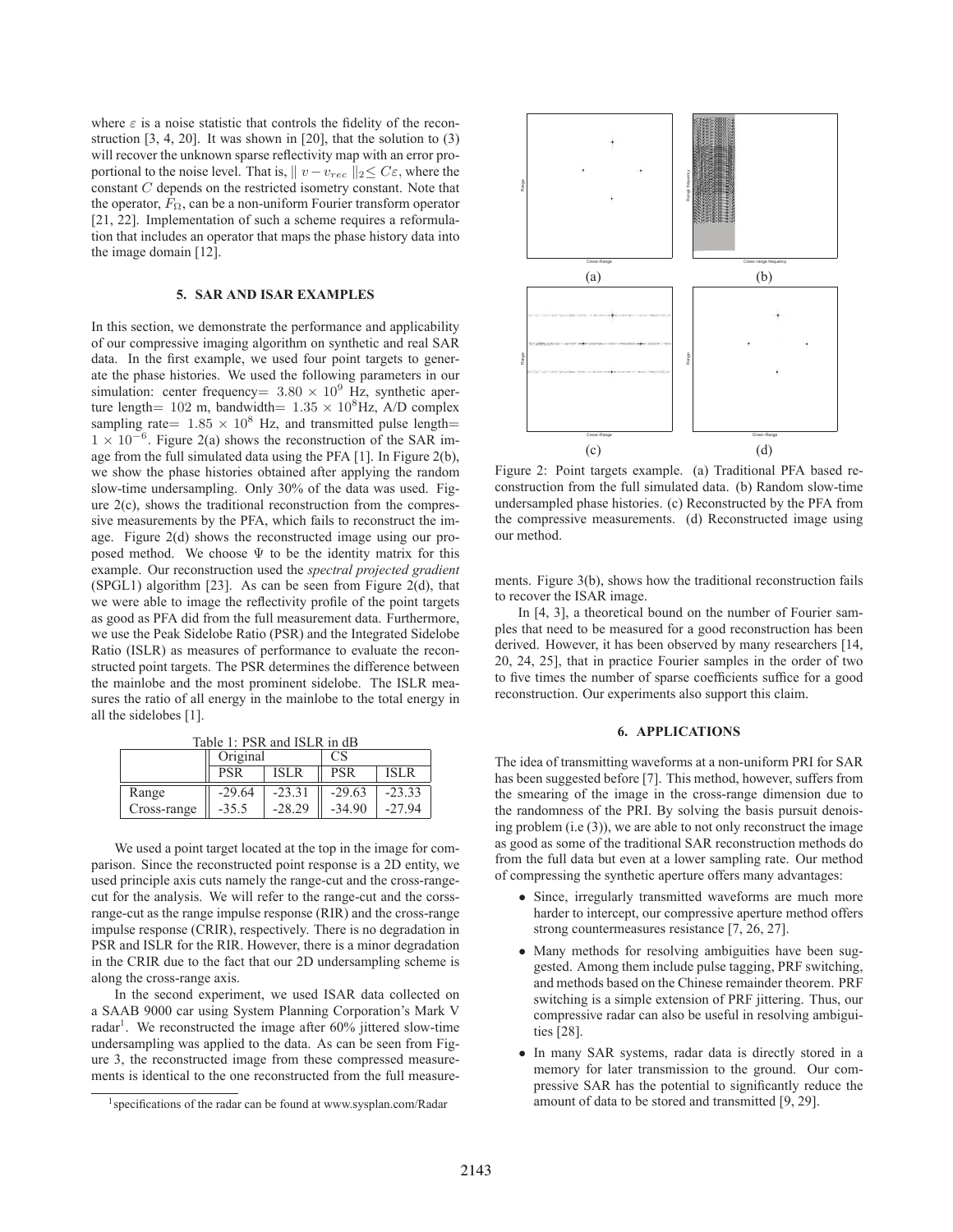where $\varepsilon$ is a noise statistic that controls the fidelity of the reconstruction [3, 4, 20]. It was shown in [20], that the solution to (3) will recover the unknown sparse reflectivity map with an error proportional to the noise level. That is, $\| v - v_{rec} \|_2 \leq C\varepsilon$, where the constant $C$ depends on the restricted isometry constant. Note that the operator, $F_\Omega$, can be a non-uniform Fourier transform operator [21, 22]. Implementation of such a scheme requires a reformulation that includes an operator that maps the phase history data into the image domain [12].

## 5. SAR AND ISAR EXAMPLES

In this section, we demonstrate the performance and applicability of our compressive imaging algorithm on synthetic and real SAR data. In the first example, we used four point targets to generate the phase histories. We used the following parameters in our simulation: center frequency= $3.80 \times 10^9$ Hz, synthetic aperture length= 102 m, bandwidth= $1.35 \times 10^8$Hz, A/D complex sampling rate= $1.85 \times 10^8$ Hz, and transmitted pulse length= $1 \times 10^{-6}$. Figure 2(a) shows the reconstruction of the SAR image from the full simulated data using the PFA [1]. In Figure 2(b), we show the phase histories obtained after applying the random slow-time undersampling. Only 30% of the data was used. Figure 2(c), shows the traditional reconstruction from the compressive measurements by the PFA, which fails to reconstruct the image. Figure 2(d) shows the reconstructed image using our proposed method. We choose $\Psi$ to be the identity matrix for this example. Our reconstruction used the *spectral projected gradient* (SPGL1) algorithm [23]. As can be seen from Figure 2(d), that we were able to image the reflectivity profile of the point targets as good as PFA did from the full measurement data. Furthermore, we use the Peak Sidelobe Ratio (PSR) and the Integrated Sidelobe Ratio (ISLR) as measures of performance to evaluate the reconstructed point targets. The PSR determines the difference between the mainlobe and the most prominent sidelobe. The ISLR measures the ratio of all energy in the mainlobe to the total energy in all the sidelobes [1].

Table 1: PSR and ISLR in dB

| | Original | | CS | |
|---|---|---|---|---|
| | PSR | ISLR | PSR | ISLR |
| Range | -29.64 | -23.31 | -29.63 | -23.33 |
| Cross-range | -35.5 | -28.29 | -34.90 | -27.94 |

We used a point target located at the top in the image for comparison. Since the reconstructed point response is a 2D entity, we used principle axis cuts namely the range-cut and the cross-rangecut for the analysis. We will refer to the range-cut and the corssrange-cut as the range impulse response (RIR) and the cross-range impulse response (CRIR), respectively. There is no degradation in PSR and ISLR for the RIR. However, there is a minor degradation in the CRIR due to the fact that our 2D undersampling scheme is along the cross-range axis.

In the second experiment, we used ISAR data collected on a SAAB 9000 car using System Planning Corporation's Mark V radar[1]. We reconstructed the image after 60% jittered slow-time undersampling was applied to the data. As can be seen from Figure 3, the reconstructed image from these compressed measurements is identical to the one reconstructed from the full measurements. Figure 3(b), shows how the traditional reconstruction fails to recover the ISAR image.

[1] specifications of the radar can be found at www.sysplan.com/Radar

Figure 2: Point targets example. (a) Traditional PFA based reconstruction from the full simulated data. (b) Random slow-time undersampled phase histories. (c) Reconstructed by the PFA from the compressive measurements. (d) Reconstructed image using our method.

In [4, 3], a theoretical bound on the number of Fourier samples that need to be measured for a good reconstruction has been derived. However, it has been observed by many researchers [14, 20, 24, 25], that in practice Fourier samples in the order of two to five times the number of sparse coefficients suffice for a good reconstruction. Our experiments also support this claim.

## 6. APPLICATIONS

The idea of transmitting waveforms at a non-uniform PRI for SAR has been suggested before [7]. This method, however, suffers from the smearing of the image in the cross-range dimension due to the randomness of the PRI. By solving the basis pursuit denoising problem (i.e (3)), we are able to not only reconstruct the image as good as some of the traditional SAR reconstruction methods do from the full data but even at a lower sampling rate. Our method of compressing the synthetic aperture offers many advantages:

- Since, irregularly transmitted waveforms are much more harder to intercept, our compressive aperture method offers strong countermeasures resistance [7, 26, 27].
- Many methods for resolving ambiguities have been suggested. Among them include pulse tagging, PRF switching, and methods based on the Chinese remainder theorem. PRF switching is a simple extension of PRF jittering. Thus, our compressive radar can also be useful in resolving ambiguities [28].
- In many SAR systems, radar data is directly stored in a memory for later transmission to the ground. Our compressive SAR has the potential to significantly reduce the amount of data to be stored and transmitted [9, 29].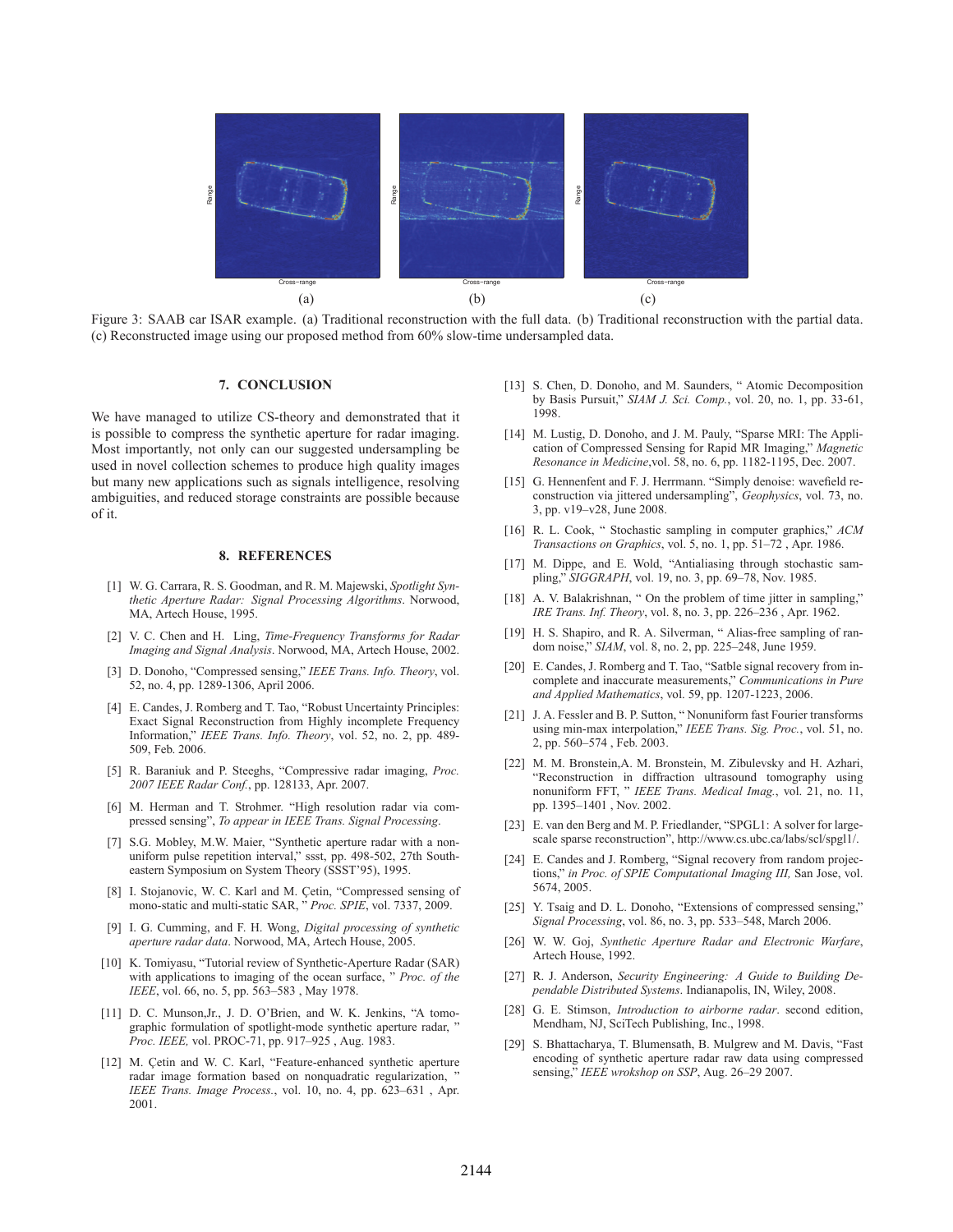Range

Cross−range

(a)

Range

Cross−range

(b)

Range

Cross−range

(c)

Figure 3: SAAB car ISAR example. (a) Traditional reconstruction with the full data. (b) Traditional reconstruction with the partial data. (c) Reconstructed image using our proposed method from 60% slow-time undersampled data.

## 7. CONCLUSION

We have managed to utilize CS-theory and demonstrated that it is possible to compress the synthetic aperture for radar imaging. Most importantly, not only can our suggested undersampling be used in novel collection schemes to produce high quality images but many new applications such as signals intelligence, resolving ambiguities, and reduced storage constraints are possible because of it.

## 8. REFERENCES

[1] W. G. Carrara, R. S. Goodman, and R. M. Majewski, *Spotlight Synthetic Aperture Radar: Signal Processing Algorithms*. Norwood, MA, Artech House, 1995.

[2] V. C. Chen and H. Ling, *Time-Frequency Transforms for Radar Imaging and Signal Analysis*. Norwood, MA, Artech House, 2002.

[3] D. Donoho, "Compressed sensing," *IEEE Trans. Info. Theory*, vol. 52, no. 4, pp. 1289-1306, April 2006.

[4] E. Candes, J. Romberg and T. Tao, "Robust Uncertainty Principles: Exact Signal Reconstruction from Highly incomplete Frequency Information," *IEEE Trans. Info. Theory*, vol. 52, no. 2, pp. 489-509, Feb. 2006.

[5] R. Baraniuk and P. Steeghs, "Compressive radar imaging, *Proc. 2007 IEEE Radar Conf.*, pp. 128133, Apr. 2007.

[6] M. Herman and T. Strohmer. "High resolution radar via compressed sensing", *To appear in IEEE Trans. Signal Processing*.

[7] S.G. Mobley, M.W. Maier, "Synthetic aperture radar with a non-uniform pulse repetition interval," ssst, pp. 498-502, 27th Southeastern Symposium on System Theory (SSST'95), 1995.

[8] I. Stojanovic, W. C. Karl and M. Çetin, "Compressed sensing of mono-static and multi-static SAR, " *Proc. SPIE*, vol. 7337, 2009.

[9] I. G. Cumming, and F. H. Wong, *Digital processing of synthetic aperture radar data*. Norwood, MA, Artech House, 2005.

[10] K. Tomiyasu, "Tutorial review of Synthetic-Aperture Radar (SAR) with applications to imaging of the ocean surface, " *Proc. of the IEEE*, vol. 66, no. 5, pp. 563–583 , May 1978.

[11] D. C. Munson,Jr., J. D. O'Brien, and W. K. Jenkins, "A tomographic formulation of spotlight-mode synthetic aperture radar, " *Proc. IEEE,* vol. PROC-71, pp. 917–925 , Aug. 1983.

[12] M. Çetin and W. C. Karl, "Feature-enhanced synthetic aperture radar image formation based on nonquadratic regularization, " *IEEE Trans. Image Process.*, vol. 10, no. 4, pp. 623–631 , Apr. 2001.

[13] S. Chen, D. Donoho, and M. Saunders, " Atomic Decomposition by Basis Pursuit," *SIAM J. Sci. Comp.*, vol. 20, no. 1, pp. 33-61, 1998.

[14] M. Lustig, D. Donoho, and J. M. Pauly, "Sparse MRI: The Application of Compressed Sensing for Rapid MR Imaging," *Magnetic Resonance in Medicine*,vol. 58, no. 6, pp. 1182-1195, Dec. 2007.

[15] G. Hennenfent and F. J. Herrmann. "Simply denoise: wavefield reconstruction via jittered undersampling", *Geophysics*, vol. 73, no. 3, pp. v19–v28, June 2008.

[16] R. L. Cook, " Stochastic sampling in computer graphics," *ACM Transactions on Graphics*, vol. 5, no. 1, pp. 51–72 , Apr. 1986.

[17] M. Dippe, and E. Wold, "Antialiasing through stochastic sampling," *SIGGRAPH*, vol. 19, no. 3, pp. 69–78, Nov. 1985.

[18] A. V. Balakrishnan, " On the problem of time jitter in sampling," *IRE Trans. Inf. Theory*, vol. 8, no. 3, pp. 226–236 , Apr. 1962.

[19] H. S. Shapiro, and R. A. Silverman, " Alias-free sampling of random noise," *SIAM*, vol. 8, no. 2, pp. 225–248, June 1959.

[20] E. Candes, J. Romberg and T. Tao, "Satble signal recovery from incomplete and inaccurate measurements," *Communications in Pure and Applied Mathematics*, vol. 59, pp. 1207-1223, 2006.

[21] J. A. Fessler and B. P. Sutton, " Nonuniform fast Fourier transforms using min-max interpolation," *IEEE Trans. Sig. Proc.*, vol. 51, no. 2, pp. 560–574 , Feb. 2003.

[22] M. M. Bronstein,A. M. Bronstein, M. Zibulevsky and H. Azhari, "Reconstruction in diffraction ultrasound tomography using nonuniform FFT, " *IEEE Trans. Medical Imag.*, vol. 21, no. 11, pp. 1395–1401 , Nov. 2002.

[23] E. van den Berg and M. P. Friedlander, "SPGL1: A solver for large-scale sparse reconstruction", http://www.cs.ubc.ca/labs/scl/spgl1/.

[24] E. Candes and J. Romberg, "Signal recovery from random projections," *in Proc. of SPIE Computational Imaging III,* San Jose, vol. 5674, 2005.

[25] Y. Tsaig and D. L. Donoho, "Extensions of compressed sensing," *Signal Processing*, vol. 86, no. 3, pp. 533–548, March 2006.

[26] W. W. Goj, *Synthetic Aperture Radar and Electronic Warfare*, Artech House, 1992.

[27] R. J. Anderson, *Security Engineering: A Guide to Building Dependable Distributed Systems*. Indianapolis, IN, Wiley, 2008.

[28] G. E. Stimson, *Introduction to airborne radar*. second edition, Mendham, NJ, SciTech Publishing, Inc., 1998.

[29] S. Bhattacharya, T. Blumensath, B. Mulgrew and M. Davis, "Fast encoding of synthetic aperture radar raw data using compressed sensing," *IEEE wrokshop on SSP*, Aug. 26–29 2007.